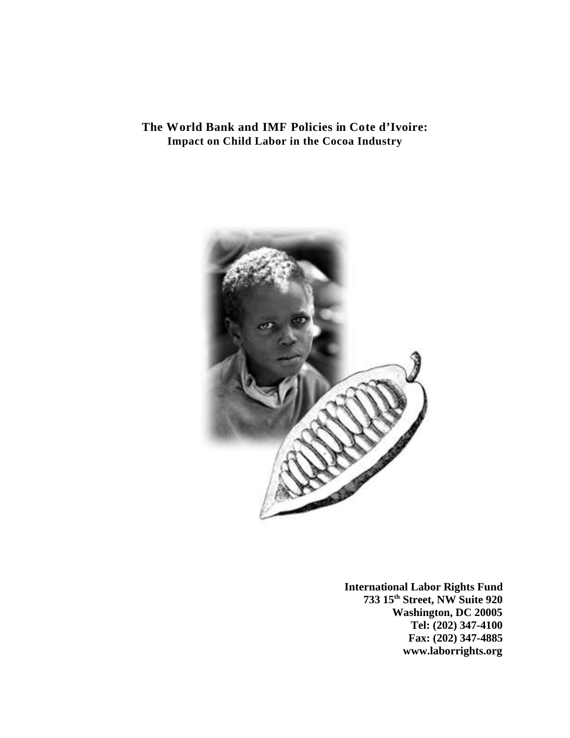# The World Bank and IMF Policies in Cote d'Ivoire:
## Impact on Child Labor in the Cocoa Industry

**International Labor Rights Fund**
**733 15th Street, NW Suite 920**
**Washington, DC 20005**
**Tel: (202) 347-4100**
**Fax: (202) 347-4885**
**www.laborrights.org**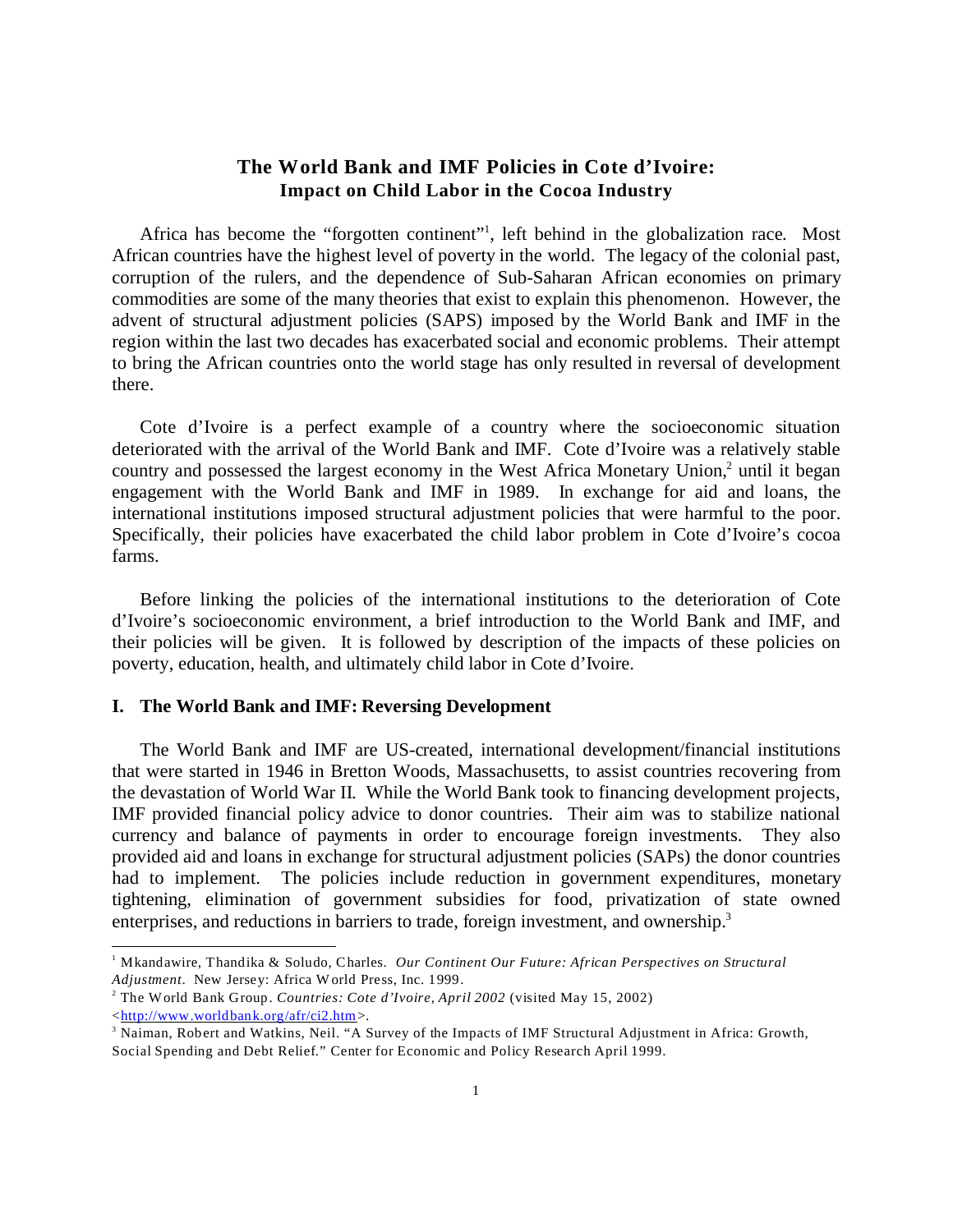# The World Bank and IMF Policies in Cote d'Ivoire: Impact on Child Labor in the Cocoa Industry

Africa has become the "forgotten continent"[1], left behind in the globalization race. Most African countries have the highest level of poverty in the world. The legacy of the colonial past, corruption of the rulers, and the dependence of Sub-Saharan African economies on primary commodities are some of the many theories that exist to explain this phenomenon. However, the advent of structural adjustment policies (SAPS) imposed by the World Bank and IMF in the region within the last two decades has exacerbated social and economic problems. Their attempt to bring the African countries onto the world stage has only resulted in reversal of development there.

Cote d'Ivoire is a perfect example of a country where the socioeconomic situation deteriorated with the arrival of the World Bank and IMF. Cote d'Ivoire was a relatively stable country and possessed the largest economy in the West Africa Monetary Union,[2] until it began engagement with the World Bank and IMF in 1989. In exchange for aid and loans, the international institutions imposed structural adjustment policies that were harmful to the poor. Specifically, their policies have exacerbated the child labor problem in Cote d'Ivoire's cocoa farms.

Before linking the policies of the international institutions to the deterioration of Cote d'Ivoire's socioeconomic environment, a brief introduction to the World Bank and IMF, and their policies will be given. It is followed by description of the impacts of these policies on poverty, education, health, and ultimately child labor in Cote d'Ivoire.

## I. The World Bank and IMF: Reversing Development

The World Bank and IMF are US-created, international development/financial institutions that were started in 1946 in Bretton Woods, Massachusetts, to assist countries recovering from the devastation of World War II. While the World Bank took to financing development projects, IMF provided financial policy advice to donor countries. Their aim was to stabilize national currency and balance of payments in order to encourage foreign investments. They also provided aid and loans in exchange for structural adjustment policies (SAPs) the donor countries had to implement. The policies include reduction in government expenditures, monetary tightening, elimination of government subsidies for food, privatization of state owned enterprises, and reductions in barriers to trade, foreign investment, and ownership.[3]

---

[1] Mkandawire, Thandika & Soludo, Charles. *Our Continent Our Future: African Perspectives on Structural Adjustment*. New Jersey: Africa World Press, Inc. 1999.

[2] The World Bank Group. *Countries: Cote d'Ivoire, April 2002* (visited May 15, 2002) <http://www.worldbank.org/afr/ci2.htm>.

[3] Naiman, Robert and Watkins, Neil. "A Survey of the Impacts of IMF Structural Adjustment in Africa: Growth, Social Spending and Debt Relief." Center for Economic and Policy Research April 1999.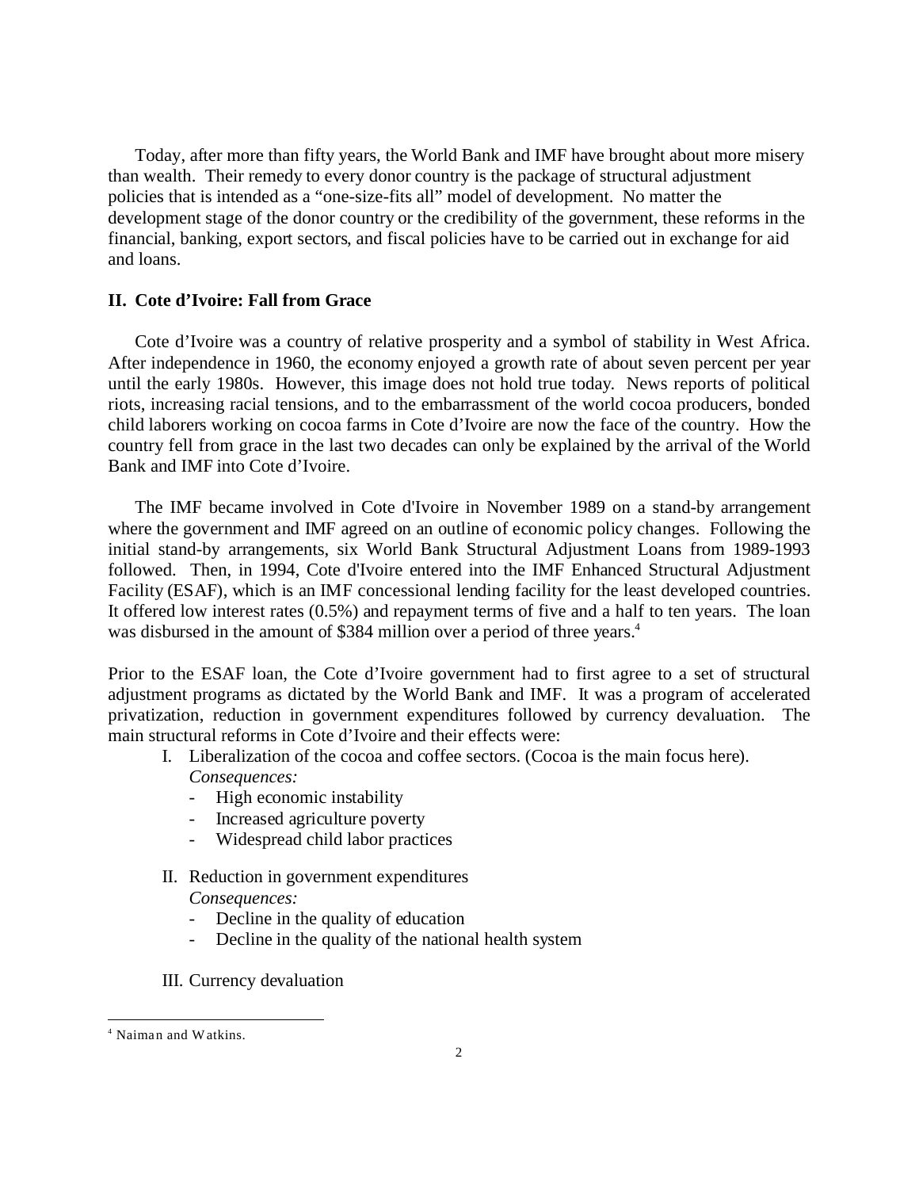Today, after more than fifty years, the World Bank and IMF have brought about more misery than wealth. Their remedy to every donor country is the package of structural adjustment policies that is intended as a "one-size-fits all" model of development. No matter the development stage of the donor country or the credibility of the government, these reforms in the financial, banking, export sectors, and fiscal policies have to be carried out in exchange for aid and loans.

## II. Cote d'Ivoire: Fall from Grace

Cote d'Ivoire was a country of relative prosperity and a symbol of stability in West Africa. After independence in 1960, the economy enjoyed a growth rate of about seven percent per year until the early 1980s. However, this image does not hold true today. News reports of political riots, increasing racial tensions, and to the embarrassment of the world cocoa producers, bonded child laborers working on cocoa farms in Cote d'Ivoire are now the face of the country. How the country fell from grace in the last two decades can only be explained by the arrival of the World Bank and IMF into Cote d'Ivoire.

The IMF became involved in Cote d'Ivoire in November 1989 on a stand-by arrangement where the government and IMF agreed on an outline of economic policy changes. Following the initial stand-by arrangements, six World Bank Structural Adjustment Loans from 1989-1993 followed. Then, in 1994, Cote d'Ivoire entered into the IMF Enhanced Structural Adjustment Facility (ESAF), which is an IMF concessional lending facility for the least developed countries. It offered low interest rates (0.5%) and repayment terms of five and a half to ten years. The loan was disbursed in the amount of $384 million over a period of three years.[4]

Prior to the ESAF loan, the Cote d'Ivoire government had to first agree to a set of structural adjustment programs as dictated by the World Bank and IMF. It was a program of accelerated privatization, reduction in government expenditures followed by currency devaluation. The main structural reforms in Cote d'Ivoire and their effects were:

I. Liberalization of the cocoa and coffee sectors. (Cocoa is the main focus here).
   *Consequences:*
   - High economic instability
   - Increased agriculture poverty
   - Widespread child labor practices

II. Reduction in government expenditures
   *Consequences:*
   - Decline in the quality of education
   - Decline in the quality of the national health system

III. Currency devaluation

[4] Naiman and Watkins.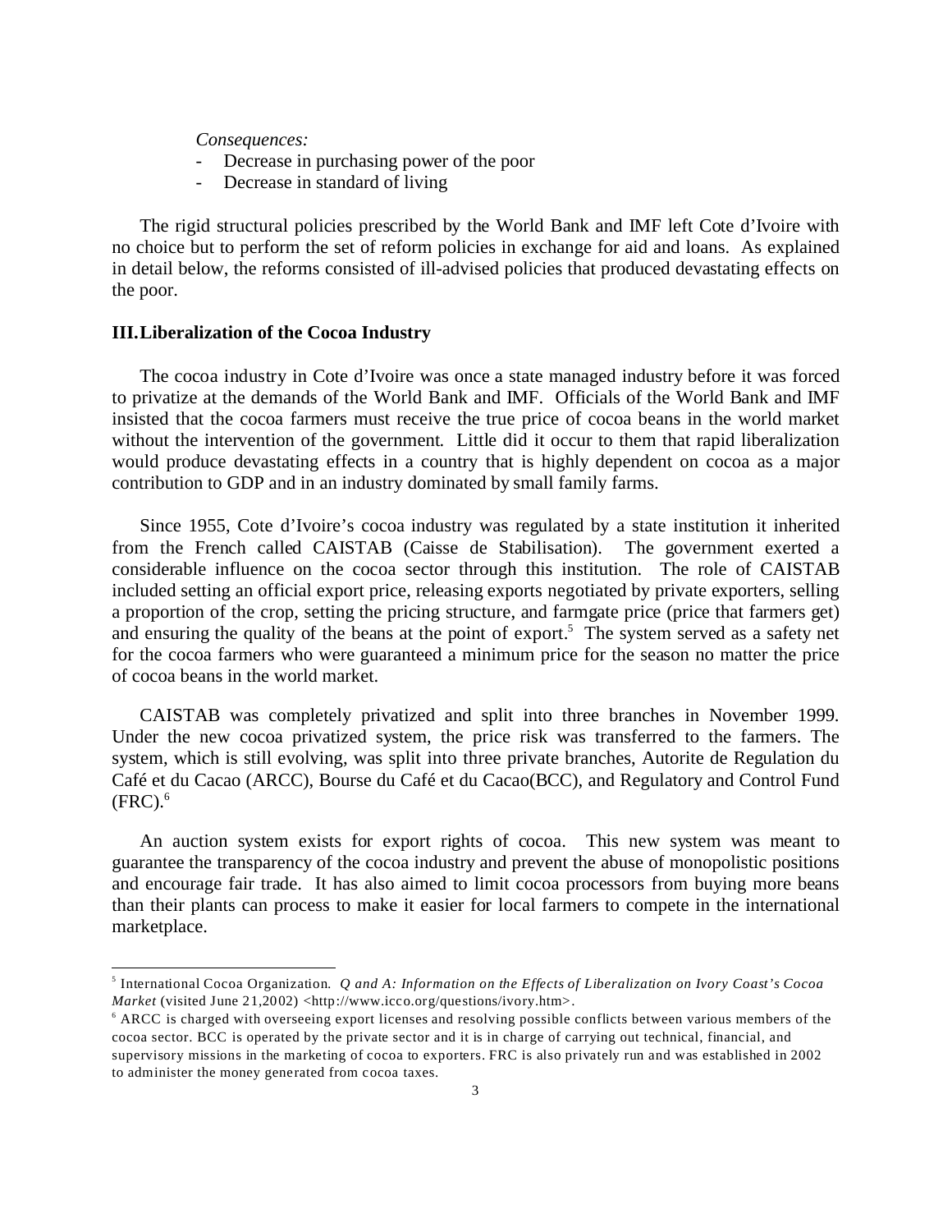*Consequences:*

- Decrease in purchasing power of the poor
- Decrease in standard of living

The rigid structural policies prescribed by the World Bank and IMF left Cote d'Ivoire with no choice but to perform the set of reform policies in exchange for aid and loans. As explained in detail below, the reforms consisted of ill-advised policies that produced devastating effects on the poor.

## III. Liberalization of the Cocoa Industry

The cocoa industry in Cote d'Ivoire was once a state managed industry before it was forced to privatize at the demands of the World Bank and IMF. Officials of the World Bank and IMF insisted that the cocoa farmers must receive the true price of cocoa beans in the world market without the intervention of the government. Little did it occur to them that rapid liberalization would produce devastating effects in a country that is highly dependent on cocoa as a major contribution to GDP and in an industry dominated by small family farms.

Since 1955, Cote d'Ivoire's cocoa industry was regulated by a state institution it inherited from the French called CAISTAB (Caisse de Stabilisation). The government exerted a considerable influence on the cocoa sector through this institution. The role of CAISTAB included setting an official export price, releasing exports negotiated by private exporters, selling a proportion of the crop, setting the pricing structure, and farmgate price (price that farmers get) and ensuring the quality of the beans at the point of export.[5] The system served as a safety net for the cocoa farmers who were guaranteed a minimum price for the season no matter the price of cocoa beans in the world market.

CAISTAB was completely privatized and split into three branches in November 1999. Under the new cocoa privatized system, the price risk was transferred to the farmers. The system, which is still evolving, was split into three private branches, Autorite de Regulation du Café et du Cacao (ARCC), Bourse du Café et du Cacao(BCC), and Regulatory and Control Fund (FRC).[6]

An auction system exists for export rights of cocoa. This new system was meant to guarantee the transparency of the cocoa industry and prevent the abuse of monopolistic positions and encourage fair trade. It has also aimed to limit cocoa processors from buying more beans than their plants can process to make it easier for local farmers to compete in the international marketplace.

---

[5] International Cocoa Organization. *Q and A: Information on the Effects of Liberalization on Ivory Coast's Cocoa Market* (visited June 21,2002) <http://www.icco.org/questions/ivory.htm>.

[6] ARCC is charged with overseeing export licenses and resolving possible conflicts between various members of the cocoa sector. BCC is operated by the private sector and it is in charge of carrying out technical, financial, and supervisory missions in the marketing of cocoa to exporters. FRC is also privately run and was established in 2002 to administer the money generated from cocoa taxes.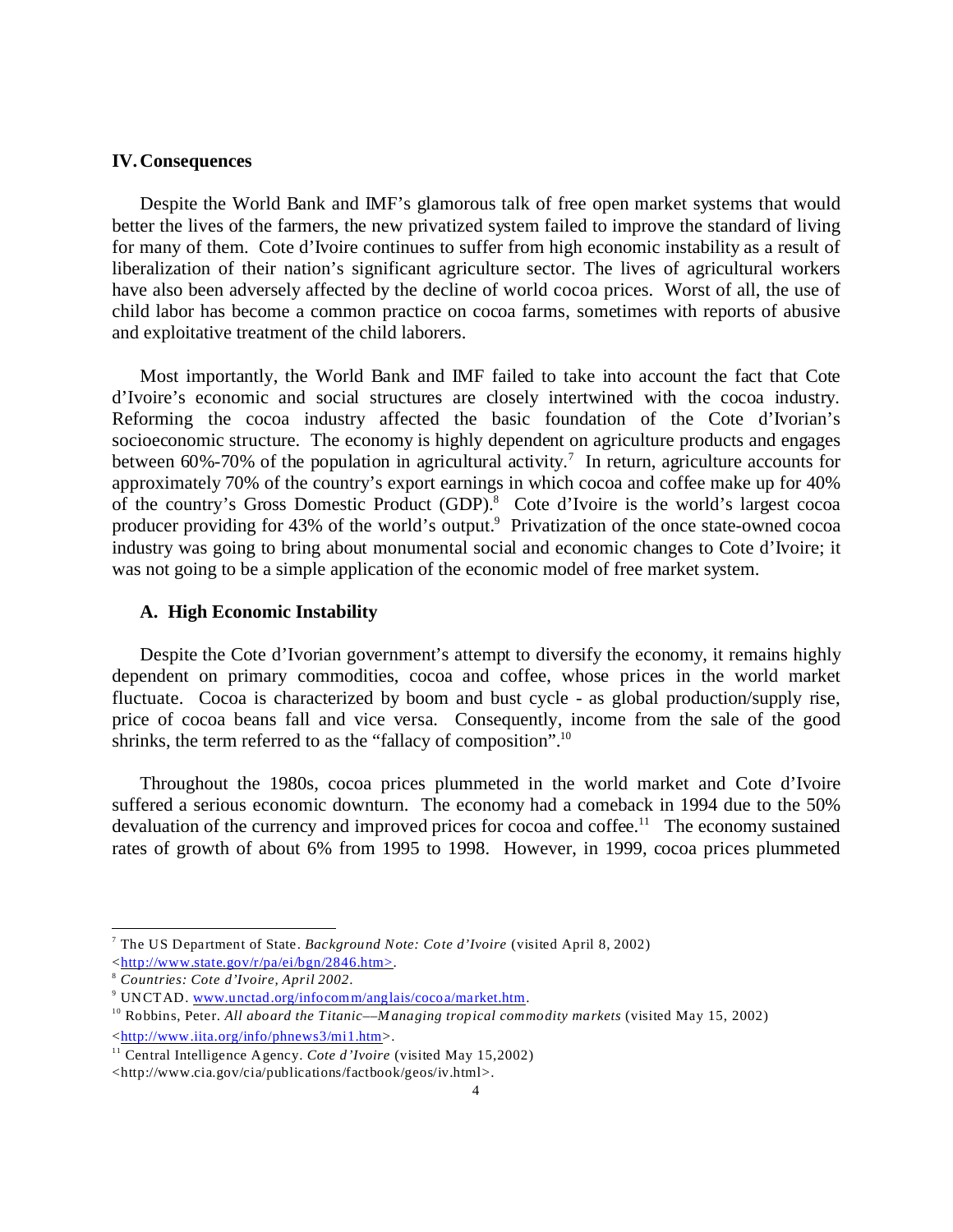## IV. Consequences

Despite the World Bank and IMF's glamorous talk of free open market systems that would better the lives of the farmers, the new privatized system failed to improve the standard of living for many of them. Cote d'Ivoire continues to suffer from high economic instability as a result of liberalization of their nation's significant agriculture sector. The lives of agricultural workers have also been adversely affected by the decline of world cocoa prices. Worst of all, the use of child labor has become a common practice on cocoa farms, sometimes with reports of abusive and exploitative treatment of the child laborers.

Most importantly, the World Bank and IMF failed to take into account the fact that Cote d'Ivoire's economic and social structures are closely intertwined with the cocoa industry. Reforming the cocoa industry affected the basic foundation of the Cote d'Ivorian's socioeconomic structure. The economy is highly dependent on agriculture products and engages between 60%-70% of the population in agricultural activity.[7] In return, agriculture accounts for approximately 70% of the country's export earnings in which cocoa and coffee make up for 40% of the country's Gross Domestic Product (GDP).[8] Cote d'Ivoire is the world's largest cocoa producer providing for 43% of the world's output.[9] Privatization of the once state-owned cocoa industry was going to bring about monumental social and economic changes to Cote d'Ivoire; it was not going to be a simple application of the economic model of free market system.

### A. High Economic Instability

Despite the Cote d'Ivorian government's attempt to diversify the economy, it remains highly dependent on primary commodities, cocoa and coffee, whose prices in the world market fluctuate. Cocoa is characterized by boom and bust cycle - as global production/supply rise, price of cocoa beans fall and vice versa. Consequently, income from the sale of the good shrinks, the term referred to as the "fallacy of composition".[10]

Throughout the 1980s, cocoa prices plummeted in the world market and Cote d'Ivoire suffered a serious economic downturn. The economy had a comeback in 1994 due to the 50% devaluation of the currency and improved prices for cocoa and coffee.[11] The economy sustained rates of growth of about 6% from 1995 to 1998. However, in 1999, cocoa prices plummeted

---

[7] The US Department of State. *Background Note: Cote d'Ivoire* (visited April 8, 2002) <http://www.state.gov/r/pa/ei/bgn/2846.htm>.

[8] *Countries: Cote d'Ivoire, April 2002*.

[9] UNCTAD. www.unctad.org/infocomm/anglais/cocoa/market.htm.

[10] Robbins, Peter. *All aboard the Titanic––Managing tropical commodity markets* (visited May 15, 2002) <http://www.iita.org/info/phnews3/mi1.htm>.

[11] Central Intelligence Agency. *Cote d'Ivoire* (visited May 15,2002) <http://www.cia.gov/cia/publications/factbook/geos/iv.html>.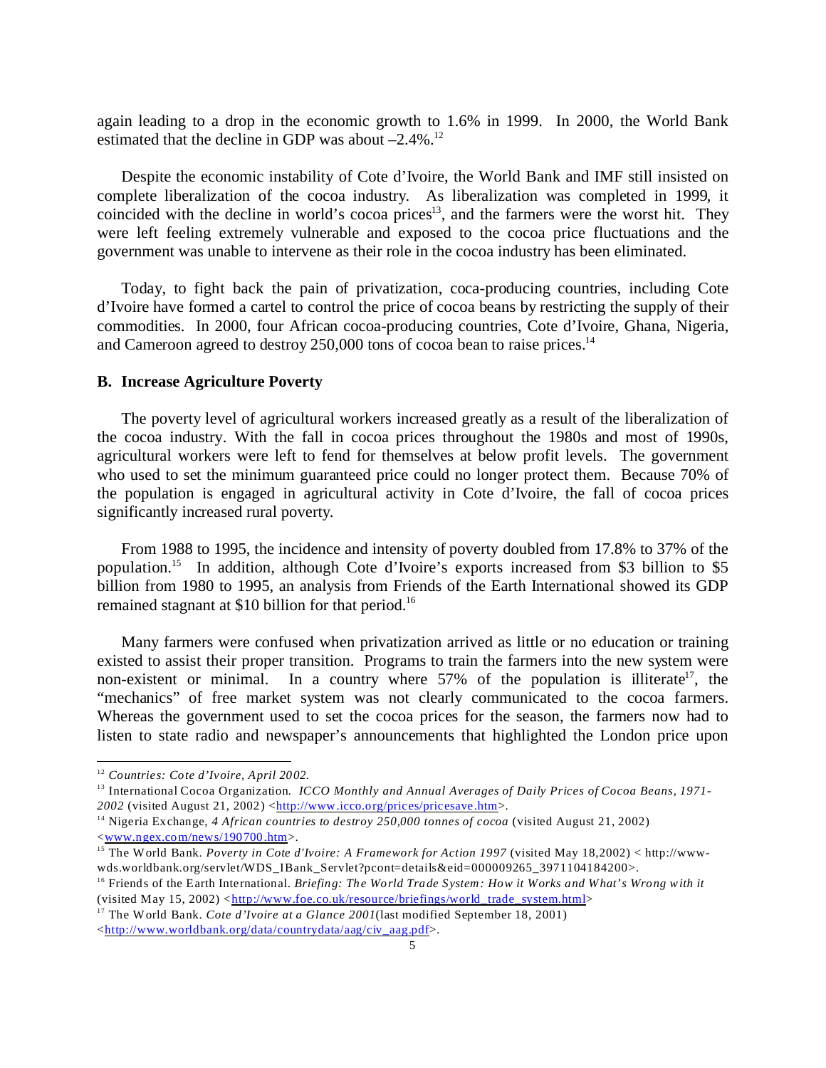again leading to a drop in the economic growth to 1.6% in 1999. In 2000, the World Bank estimated that the decline in GDP was about –2.4%.[12]

Despite the economic instability of Cote d'Ivoire, the World Bank and IMF still insisted on complete liberalization of the cocoa industry. As liberalization was completed in 1999, it coincided with the decline in world's cocoa prices[13], and the farmers were the worst hit. They were left feeling extremely vulnerable and exposed to the cocoa price fluctuations and the government was unable to intervene as their role in the cocoa industry has been eliminated.

Today, to fight back the pain of privatization, coca-producing countries, including Cote d'Ivoire have formed a cartel to control the price of cocoa beans by restricting the supply of their commodities. In 2000, four African cocoa-producing countries, Cote d'Ivoire, Ghana, Nigeria, and Cameroon agreed to destroy 250,000 tons of cocoa bean to raise prices.[14]

**B. Increase Agriculture Poverty**

The poverty level of agricultural workers increased greatly as a result of the liberalization of the cocoa industry. With the fall in cocoa prices throughout the 1980s and most of 1990s, agricultural workers were left to fend for themselves at below profit levels. The government who used to set the minimum guaranteed price could no longer protect them. Because 70% of the population is engaged in agricultural activity in Cote d'Ivoire, the fall of cocoa prices significantly increased rural poverty.

From 1988 to 1995, the incidence and intensity of poverty doubled from 17.8% to 37% of the population.[15] In addition, although Cote d'Ivoire's exports increased from \$3 billion to \$5 billion from 1980 to 1995, an analysis from Friends of the Earth International showed its GDP remained stagnant at \$10 billion for that period.[16]

Many farmers were confused when privatization arrived as little or no education or training existed to assist their proper transition. Programs to train the farmers into the new system were non-existent or minimal. In a country where 57% of the population is illiterate[17], the "mechanics" of free market system was not clearly communicated to the cocoa farmers. Whereas the government used to set the cocoa prices for the season, the farmers now had to listen to state radio and newspaper's announcements that highlighted the London price upon

---

[12] *Countries: Cote d'Ivoire, April 2002.*

[13] International Cocoa Organization. *ICCO Monthly and Annual Averages of Daily Prices of Cocoa Beans, 1971-2002* (visited August 21, 2002) <http://www.icco.org/prices/pricesave.htm>.

[14] Nigeria Exchange, *4 African countries to destroy 250,000 tonnes of cocoa* (visited August 21, 2002) <www.ngex.com/news/190700.htm>.

[15] The World Bank. *Poverty in Cote d'Ivoire: A Framework for Action 1997* (visited May 18,2002) < http://www-wds.worldbank.org/servlet/WDS_IBank_Servlet?pcont=details&eid=000009265_3971104184200>.

[16] Friends of the Earth International. *Briefing: The World Trade System: How it Works and What's Wrong with it* (visited May 15, 2002) <http://www.foe.co.uk/resource/briefings/world_trade_system.html>

[17] The World Bank. *Cote d'Ivoire at a Glance 2001*(last modified September 18, 2001) <http://www.worldbank.org/data/countrydata/aag/civ_aag.pdf>.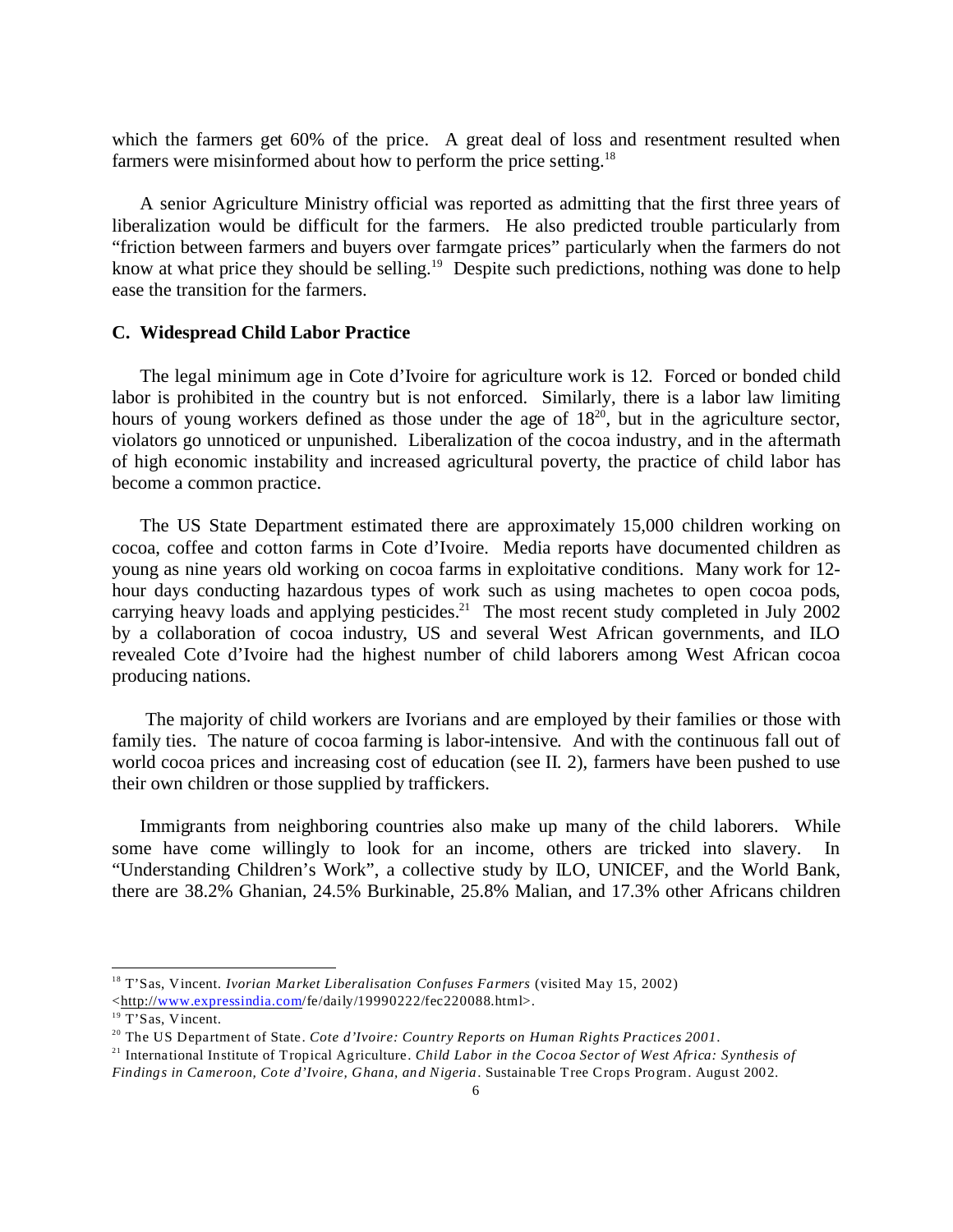which the farmers get 60% of the price. A great deal of loss and resentment resulted when farmers were misinformed about how to perform the price setting.[18]

A senior Agriculture Ministry official was reported as admitting that the first three years of liberalization would be difficult for the farmers. He also predicted trouble particularly from "friction between farmers and buyers over farmgate prices" particularly when the farmers do not know at what price they should be selling.[19] Despite such predictions, nothing was done to help ease the transition for the farmers.

### C. Widespread Child Labor Practice

The legal minimum age in Cote d'Ivoire for agriculture work is 12. Forced or bonded child labor is prohibited in the country but is not enforced. Similarly, there is a labor law limiting hours of young workers defined as those under the age of 18[20], but in the agriculture sector, violators go unnoticed or unpunished. Liberalization of the cocoa industry, and in the aftermath of high economic instability and increased agricultural poverty, the practice of child labor has become a common practice.

The US State Department estimated there are approximately 15,000 children working on cocoa, coffee and cotton farms in Cote d'Ivoire. Media reports have documented children as young as nine years old working on cocoa farms in exploitative conditions. Many work for 12-hour days conducting hazardous types of work such as using machetes to open cocoa pods, carrying heavy loads and applying pesticides.[21] The most recent study completed in July 2002 by a collaboration of cocoa industry, US and several West African governments, and ILO revealed Cote d'Ivoire had the highest number of child laborers among West African cocoa producing nations.

The majority of child workers are Ivorians and are employed by their families or those with family ties. The nature of cocoa farming is labor-intensive. And with the continuous fall out of world cocoa prices and increasing cost of education (see II. 2), farmers have been pushed to use their own children or those supplied by traffickers.

Immigrants from neighboring countries also make up many of the child laborers. While some have come willingly to look for an income, others are tricked into slavery. In "Understanding Children's Work", a collective study by ILO, UNICEF, and the World Bank, there are 38.2% Ghanian, 24.5% Burkinable, 25.8% Malian, and 17.3% other Africans children

---

[18] T'Sas, Vincent. *Ivorian Market Liberalisation Confuses Farmers* (visited May 15, 2002) <http://www.expressindia.com/fe/daily/19990222/fec220088.html>.

[19] T'Sas, Vincent.

[20] The US Department of State. *Cote d'Ivoire: Country Reports on Human Rights Practices 2001*.

[21] International Institute of Tropical Agriculture. *Child Labor in the Cocoa Sector of West Africa: Synthesis of Findings in Cameroon, Cote d'Ivoire, Ghana, and Nigeria*. Sustainable Tree Crops Program. August 2002.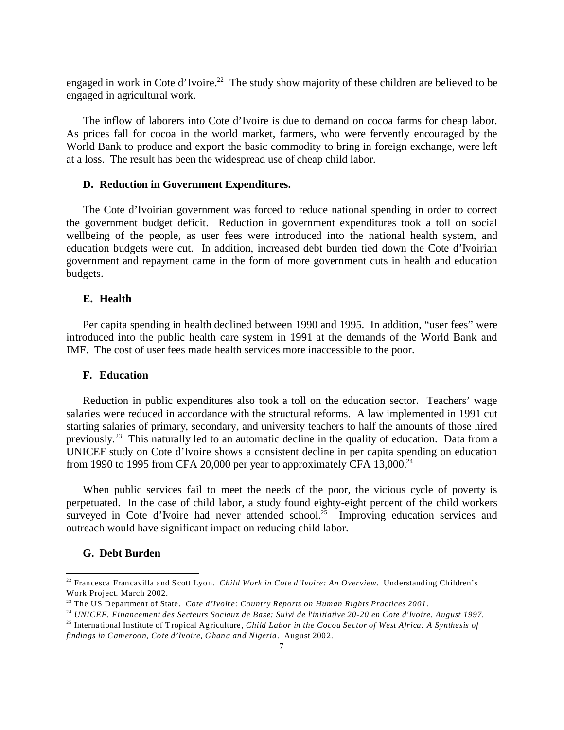engaged in work in Cote d'Ivoire.[22] The study show majority of these children are believed to be engaged in agricultural work.

The inflow of laborers into Cote d'Ivoire is due to demand on cocoa farms for cheap labor. As prices fall for cocoa in the world market, farmers, who were fervently encouraged by the World Bank to produce and export the basic commodity to bring in foreign exchange, were left at a loss. The result has been the widespread use of cheap child labor.

### D. Reduction in Government Expenditures.

The Cote d'Ivoirian government was forced to reduce national spending in order to correct the government budget deficit. Reduction in government expenditures took a toll on social wellbeing of the people, as user fees were introduced into the national health system, and education budgets were cut. In addition, increased debt burden tied down the Cote d'Ivoirian government and repayment came in the form of more government cuts in health and education budgets.

### E. Health

Per capita spending in health declined between 1990 and 1995. In addition, "user fees" were introduced into the public health care system in 1991 at the demands of the World Bank and IMF. The cost of user fees made health services more inaccessible to the poor.

### F. Education

Reduction in public expenditures also took a toll on the education sector. Teachers' wage salaries were reduced in accordance with the structural reforms. A law implemented in 1991 cut starting salaries of primary, secondary, and university teachers to half the amounts of those hired previously.[23] This naturally led to an automatic decline in the quality of education. Data from a UNICEF study on Cote d'Ivoire shows a consistent decline in per capita spending on education from 1990 to 1995 from CFA 20,000 per year to approximately CFA 13,000.[24]

When public services fail to meet the needs of the poor, the vicious cycle of poverty is perpetuated. In the case of child labor, a study found eighty-eight percent of the child workers surveyed in Cote d'Ivoire had never attended school.[25] Improving education services and outreach would have significant impact on reducing child labor.

### G. Debt Burden

---

[22] Francesca Francavilla and Scott Lyon. *Child Work in Cote d'Ivoire: An Overview.* Understanding Children's Work Project. March 2002.

[23] The US Department of State. *Cote d'Ivoire: Country Reports on Human Rights Practices 2001.*

[24] *UNICEF. Financement des Secteurs Sociauz de Base: Suivi de l'initiative 20-20 en Cote d'Ivoire. August 1997.*

[25] International Institute of Tropical Agriculture, *Child Labor in the Cocoa Sector of West Africa: A Synthesis of findings in Cameroon, Cote d'Ivoire, Ghana and Nigeria.* August 2002.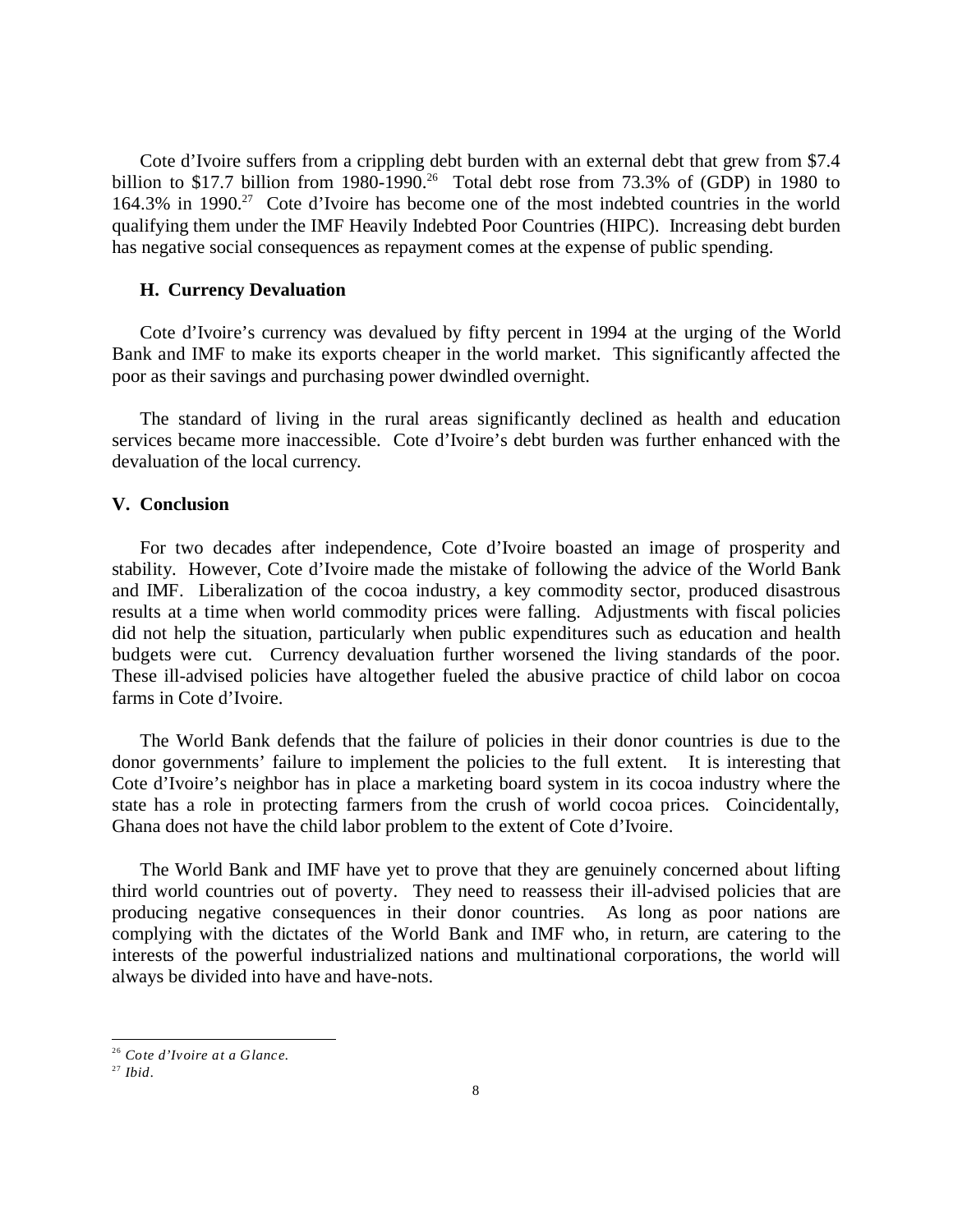Cote d'Ivoire suffers from a crippling debt burden with an external debt that grew from $7.4 billion to $17.7 billion from 1980-1990.[26] Total debt rose from 73.3% of (GDP) in 1980 to 164.3% in 1990.[27] Cote d'Ivoire has become one of the most indebted countries in the world qualifying them under the IMF Heavily Indebted Poor Countries (HIPC). Increasing debt burden has negative social consequences as repayment comes at the expense of public spending.

### H. Currency Devaluation

Cote d'Ivoire's currency was devalued by fifty percent in 1994 at the urging of the World Bank and IMF to make its exports cheaper in the world market. This significantly affected the poor as their savings and purchasing power dwindled overnight.

The standard of living in the rural areas significantly declined as health and education services became more inaccessible. Cote d'Ivoire's debt burden was further enhanced with the devaluation of the local currency.

## V. Conclusion

For two decades after independence, Cote d'Ivoire boasted an image of prosperity and stability. However, Cote d'Ivoire made the mistake of following the advice of the World Bank and IMF. Liberalization of the cocoa industry, a key commodity sector, produced disastrous results at a time when world commodity prices were falling. Adjustments with fiscal policies did not help the situation, particularly when public expenditures such as education and health budgets were cut. Currency devaluation further worsened the living standards of the poor. These ill-advised policies have altogether fueled the abusive practice of child labor on cocoa farms in Cote d'Ivoire.

The World Bank defends that the failure of policies in their donor countries is due to the donor governments' failure to implement the policies to the full extent. It is interesting that Cote d'Ivoire's neighbor has in place a marketing board system in its cocoa industry where the state has a role in protecting farmers from the crush of world cocoa prices. Coincidentally, Ghana does not have the child labor problem to the extent of Cote d'Ivoire.

The World Bank and IMF have yet to prove that they are genuinely concerned about lifting third world countries out of poverty. They need to reassess their ill-advised policies that are producing negative consequences in their donor countries. As long as poor nations are complying with the dictates of the World Bank and IMF who, in return, are catering to the interests of the powerful industrialized nations and multinational corporations, the world will always be divided into have and have-nots.

---

[26] *Cote d'Ivoire at a Glance.*
[27] *Ibid.*